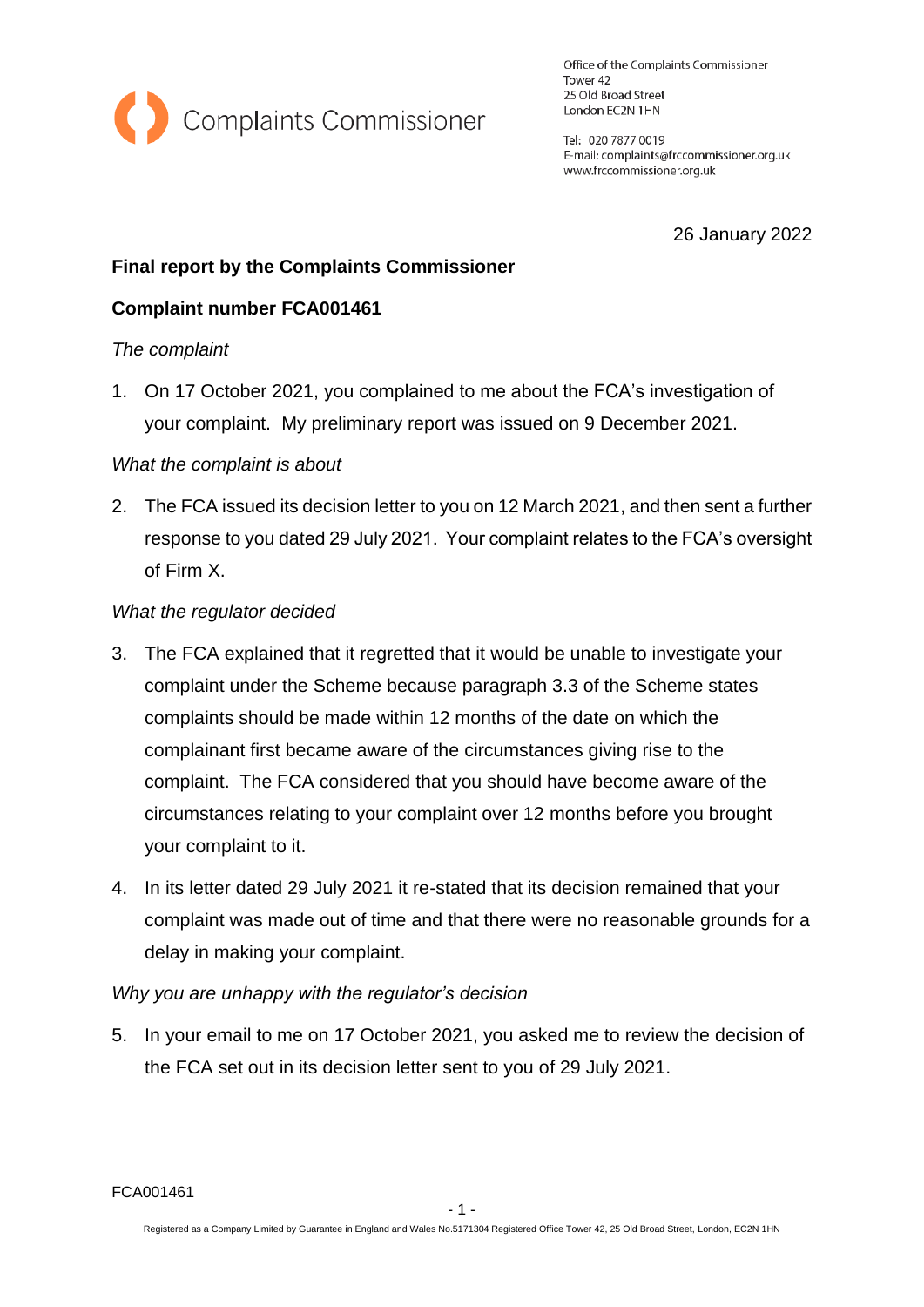Complaints Commissioner

Office of the Complaints Commissioner
Tower 42
25 Old Broad Street
London EC2N 1HN

Tel: 020 7877 0019
E-mail: complaints@frccommissioner.org.uk
www.frccommissioner.org.uk

26 January 2022

**Final report by the Complaints Commissioner**

**Complaint number FCA001461**

*The complaint*

1. On 17 October 2021, you complained to me about the FCA's investigation of your complaint. My preliminary report was issued on 9 December 2021.

*What the complaint is about*

2. The FCA issued its decision letter to you on 12 March 2021, and then sent a further response to you dated 29 July 2021. Your complaint relates to the FCA's oversight of Firm X.

*What the regulator decided*

3. The FCA explained that it regretted that it would be unable to investigate your complaint under the Scheme because paragraph 3.3 of the Scheme states complaints should be made within 12 months of the date on which the complainant first became aware of the circumstances giving rise to the complaint. The FCA considered that you should have become aware of the circumstances relating to your complaint over 12 months before you brought your complaint to it.

4. In its letter dated 29 July 2021 it re-stated that its decision remained that your complaint was made out of time and that there were no reasonable grounds for a delay in making your complaint.

*Why you are unhappy with the regulator's decision*

5. In your email to me on 17 October 2021, you asked me to review the decision of the FCA set out in its decision letter sent to you of 29 July 2021.

FCA001461

Registered as a Company Limited by Guarantee in England and Wales No.5171304 Registered Office Tower 42, 25 Old Broad Street, London, EC2N 1HN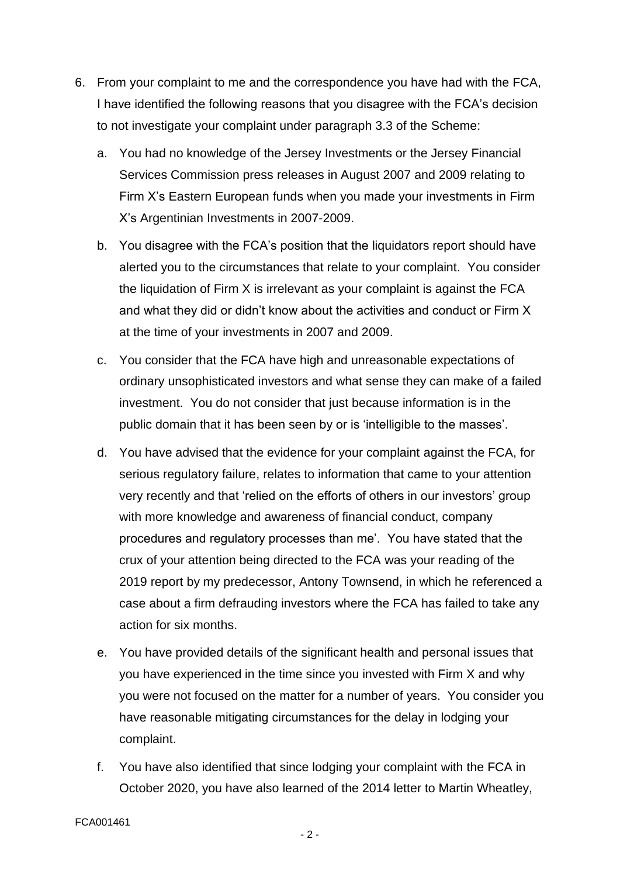6. From your complaint to me and the correspondence you have had with the FCA, I have identified the following reasons that you disagree with the FCA's decision to not investigate your complaint under paragraph 3.3 of the Scheme:

   a. You had no knowledge of the Jersey Investments or the Jersey Financial Services Commission press releases in August 2007 and 2009 relating to Firm X's Eastern European funds when you made your investments in Firm X's Argentinian Investments in 2007-2009.

   b. You disagree with the FCA's position that the liquidators report should have alerted you to the circumstances that relate to your complaint. You consider the liquidation of Firm X is irrelevant as your complaint is against the FCA and what they did or didn't know about the activities and conduct or Firm X at the time of your investments in 2007 and 2009.

   c. You consider that the FCA have high and unreasonable expectations of ordinary unsophisticated investors and what sense they can make of a failed investment. You do not consider that just because information is in the public domain that it has been seen by or is 'intelligible to the masses'.

   d. You have advised that the evidence for your complaint against the FCA, for serious regulatory failure, relates to information that came to your attention very recently and that 'relied on the efforts of others in our investors' group with more knowledge and awareness of financial conduct, company procedures and regulatory processes than me'. You have stated that the crux of your attention being directed to the FCA was your reading of the 2019 report by my predecessor, Antony Townsend, in which he referenced a case about a firm defrauding investors where the FCA has failed to take any action for six months.

   e. You have provided details of the significant health and personal issues that you have experienced in the time since you invested with Firm X and why you were not focused on the matter for a number of years. You consider you have reasonable mitigating circumstances for the delay in lodging your complaint.

   f. You have also identified that since lodging your complaint with the FCA in October 2020, you have also learned of the 2014 letter to Martin Wheatley,

FCA001461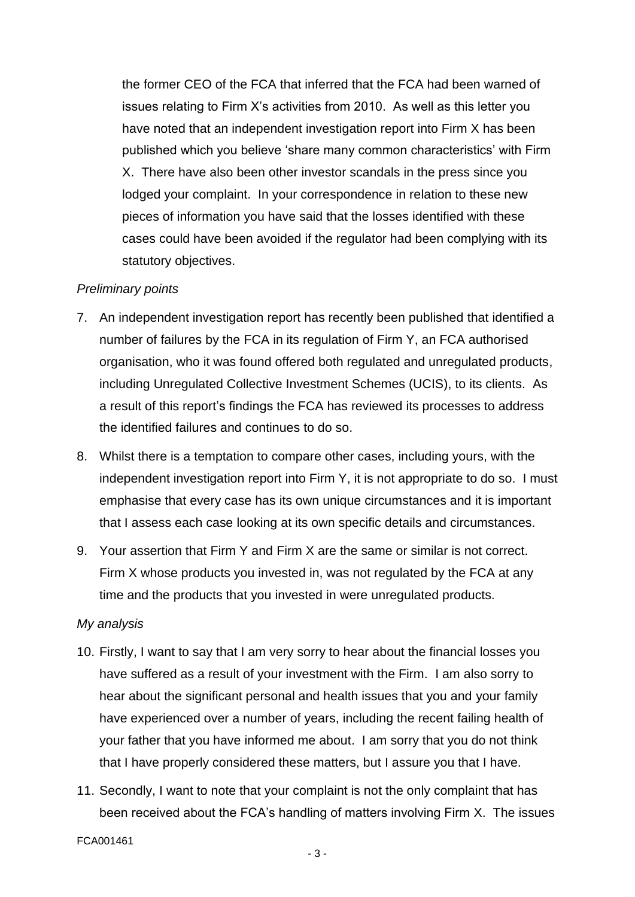the former CEO of the FCA that inferred that the FCA had been warned of issues relating to Firm X's activities from 2010. As well as this letter you have noted that an independent investigation report into Firm X has been published which you believe 'share many common characteristics' with Firm X. There have also been other investor scandals in the press since you lodged your complaint. In your correspondence in relation to these new pieces of information you have said that the losses identified with these cases could have been avoided if the regulator had been complying with its statutory objectives.

*Preliminary points*

7. An independent investigation report has recently been published that identified a number of failures by the FCA in its regulation of Firm Y, an FCA authorised organisation, who it was found offered both regulated and unregulated products, including Unregulated Collective Investment Schemes (UCIS), to its clients. As a result of this report's findings the FCA has reviewed its processes to address the identified failures and continues to do so.

8. Whilst there is a temptation to compare other cases, including yours, with the independent investigation report into Firm Y, it is not appropriate to do so. I must emphasise that every case has its own unique circumstances and it is important that I assess each case looking at its own specific details and circumstances.

9. Your assertion that Firm Y and Firm X are the same or similar is not correct. Firm X whose products you invested in, was not regulated by the FCA at any time and the products that you invested in were unregulated products.

*My analysis*

10. Firstly, I want to say that I am very sorry to hear about the financial losses you have suffered as a result of your investment with the Firm. I am also sorry to hear about the significant personal and health issues that you and your family have experienced over a number of years, including the recent failing health of your father that you have informed me about. I am sorry that you do not think that I have properly considered these matters, but I assure you that I have.

11. Secondly, I want to note that your complaint is not the only complaint that has been received about the FCA's handling of matters involving Firm X. The issues

FCA001461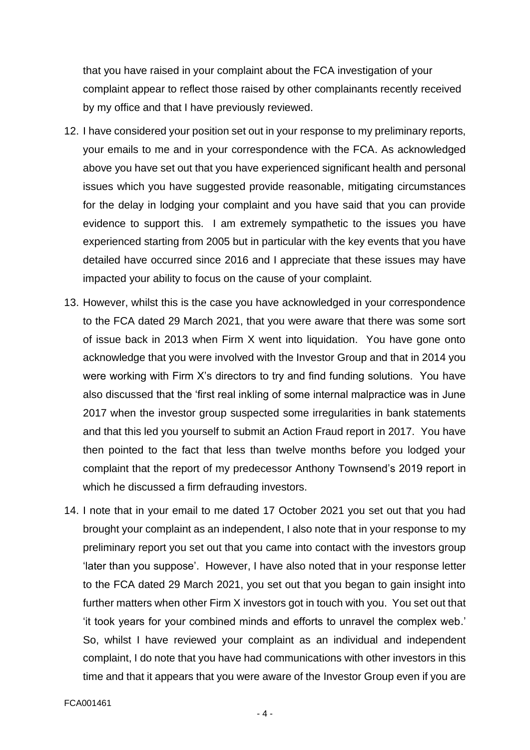that you have raised in your complaint about the FCA investigation of your complaint appear to reflect those raised by other complainants recently received by my office and that I have previously reviewed.

12. I have considered your position set out in your response to my preliminary reports, your emails to me and in your correspondence with the FCA. As acknowledged above you have set out that you have experienced significant health and personal issues which you have suggested provide reasonable, mitigating circumstances for the delay in lodging your complaint and you have said that you can provide evidence to support this. I am extremely sympathetic to the issues you have experienced starting from 2005 but in particular with the key events that you have detailed have occurred since 2016 and I appreciate that these issues may have impacted your ability to focus on the cause of your complaint.

13. However, whilst this is the case you have acknowledged in your correspondence to the FCA dated 29 March 2021, that you were aware that there was some sort of issue back in 2013 when Firm X went into liquidation. You have gone onto acknowledge that you were involved with the Investor Group and that in 2014 you were working with Firm X's directors to try and find funding solutions. You have also discussed that the 'first real inkling of some internal malpractice was in June 2017 when the investor group suspected some irregularities in bank statements and that this led you yourself to submit an Action Fraud report in 2017. You have then pointed to the fact that less than twelve months before you lodged your complaint that the report of my predecessor Anthony Townsend's 2019 report in which he discussed a firm defrauding investors.

14. I note that in your email to me dated 17 October 2021 you set out that you had brought your complaint as an independent, I also note that in your response to my preliminary report you set out that you came into contact with the investors group 'later than you suppose'. However, I have also noted that in your response letter to the FCA dated 29 March 2021, you set out that you began to gain insight into further matters when other Firm X investors got in touch with you. You set out that 'it took years for your combined minds and efforts to unravel the complex web.' So, whilst I have reviewed your complaint as an individual and independent complaint, I do note that you have had communications with other investors in this time and that it appears that you were aware of the Investor Group even if you are

FCA001461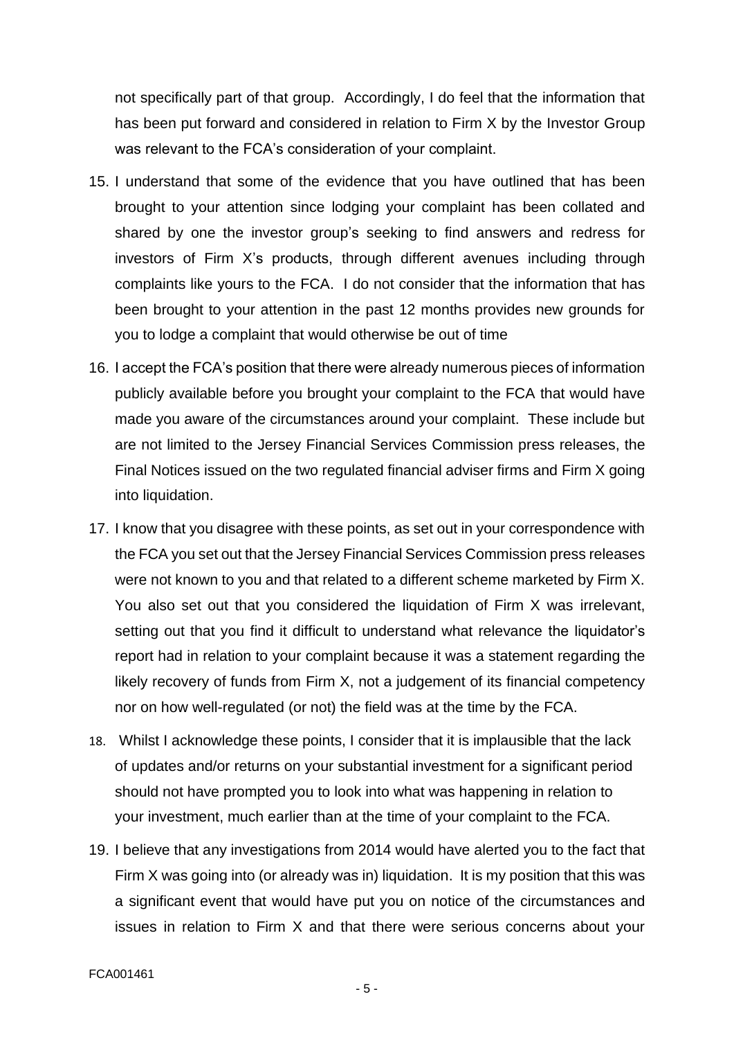not specifically part of that group. Accordingly, I do feel that the information that has been put forward and considered in relation to Firm X by the Investor Group was relevant to the FCA's consideration of your complaint.

15. I understand that some of the evidence that you have outlined that has been brought to your attention since lodging your complaint has been collated and shared by one the investor group's seeking to find answers and redress for investors of Firm X's products, through different avenues including through complaints like yours to the FCA. I do not consider that the information that has been brought to your attention in the past 12 months provides new grounds for you to lodge a complaint that would otherwise be out of time

16. I accept the FCA's position that there were already numerous pieces of information publicly available before you brought your complaint to the FCA that would have made you aware of the circumstances around your complaint. These include but are not limited to the Jersey Financial Services Commission press releases, the Final Notices issued on the two regulated financial adviser firms and Firm X going into liquidation.

17. I know that you disagree with these points, as set out in your correspondence with the FCA you set out that the Jersey Financial Services Commission press releases were not known to you and that related to a different scheme marketed by Firm X. You also set out that you considered the liquidation of Firm X was irrelevant, setting out that you find it difficult to understand what relevance the liquidator's report had in relation to your complaint because it was a statement regarding the likely recovery of funds from Firm X, not a judgement of its financial competency nor on how well-regulated (or not) the field was at the time by the FCA.

18. Whilst I acknowledge these points, I consider that it is implausible that the lack of updates and/or returns on your substantial investment for a significant period should not have prompted you to look into what was happening in relation to your investment, much earlier than at the time of your complaint to the FCA.

19. I believe that any investigations from 2014 would have alerted you to the fact that Firm X was going into (or already was in) liquidation. It is my position that this was a significant event that would have put you on notice of the circumstances and issues in relation to Firm X and that there were serious concerns about your

FCA001461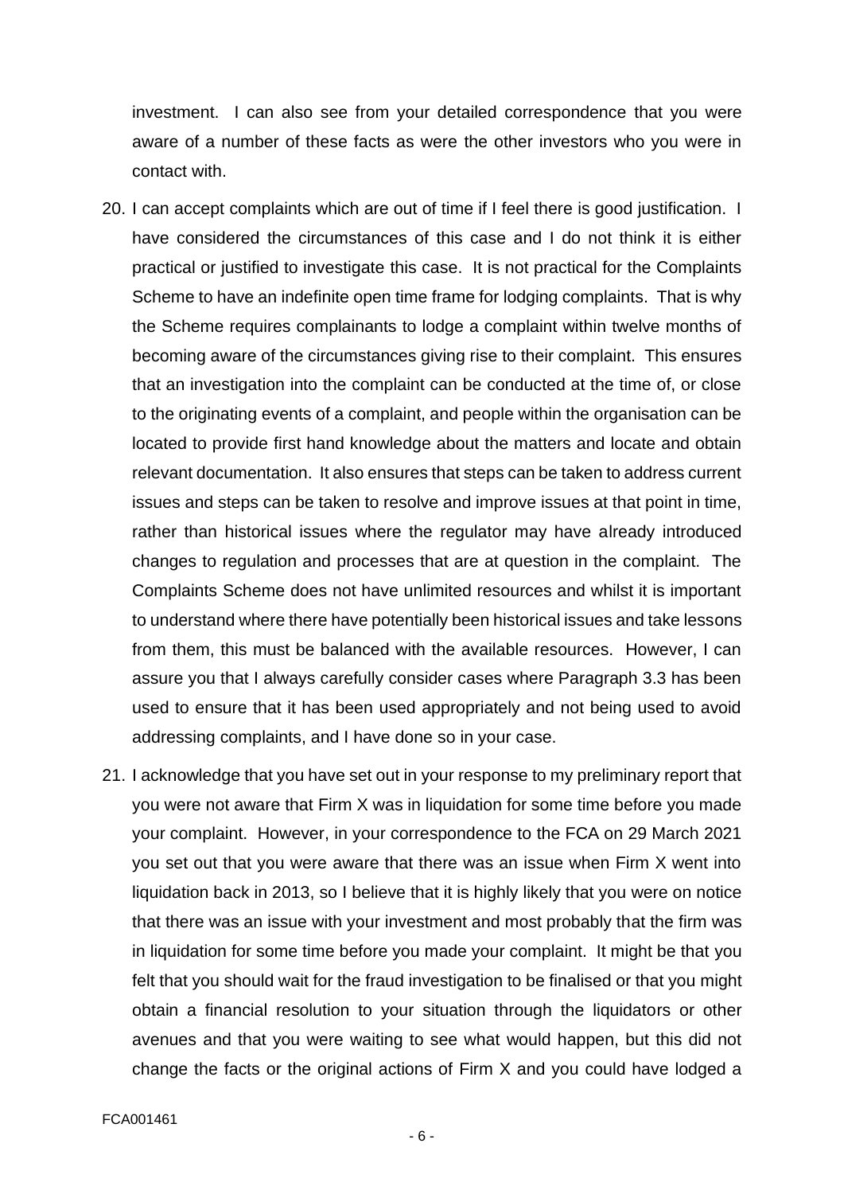investment. I can also see from your detailed correspondence that you were aware of a number of these facts as were the other investors who you were in contact with.

20. I can accept complaints which are out of time if I feel there is good justification. I have considered the circumstances of this case and I do not think it is either practical or justified to investigate this case. It is not practical for the Complaints Scheme to have an indefinite open time frame for lodging complaints. That is why the Scheme requires complainants to lodge a complaint within twelve months of becoming aware of the circumstances giving rise to their complaint. This ensures that an investigation into the complaint can be conducted at the time of, or close to the originating events of a complaint, and people within the organisation can be located to provide first hand knowledge about the matters and locate and obtain relevant documentation. It also ensures that steps can be taken to address current issues and steps can be taken to resolve and improve issues at that point in time, rather than historical issues where the regulator may have already introduced changes to regulation and processes that are at question in the complaint. The Complaints Scheme does not have unlimited resources and whilst it is important to understand where there have potentially been historical issues and take lessons from them, this must be balanced with the available resources. However, I can assure you that I always carefully consider cases where Paragraph 3.3 has been used to ensure that it has been used appropriately and not being used to avoid addressing complaints, and I have done so in your case.

21. I acknowledge that you have set out in your response to my preliminary report that you were not aware that Firm X was in liquidation for some time before you made your complaint. However, in your correspondence to the FCA on 29 March 2021 you set out that you were aware that there was an issue when Firm X went into liquidation back in 2013, so I believe that it is highly likely that you were on notice that there was an issue with your investment and most probably that the firm was in liquidation for some time before you made your complaint. It might be that you felt that you should wait for the fraud investigation to be finalised or that you might obtain a financial resolution to your situation through the liquidators or other avenues and that you were waiting to see what would happen, but this did not change the facts or the original actions of Firm X and you could have lodged a

FCA001461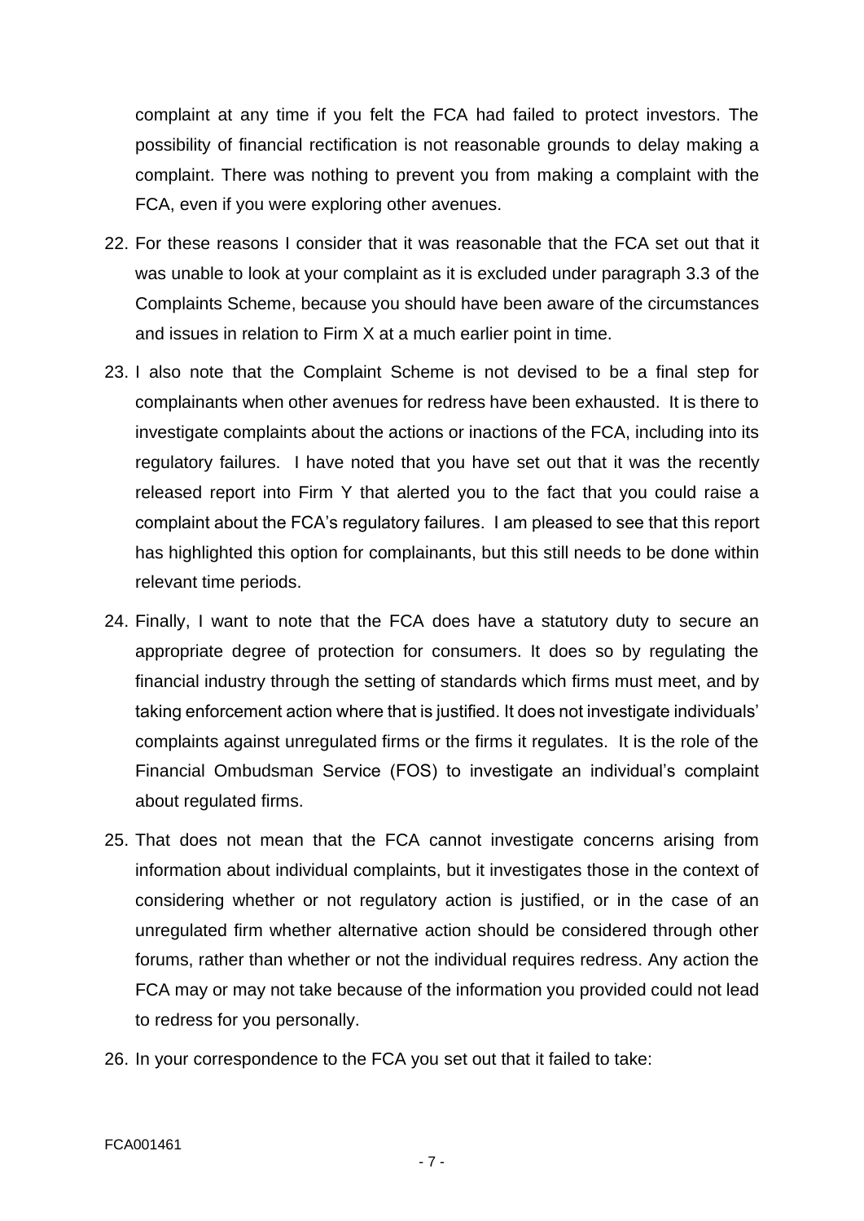complaint at any time if you felt the FCA had failed to protect investors. The possibility of financial rectification is not reasonable grounds to delay making a complaint. There was nothing to prevent you from making a complaint with the FCA, even if you were exploring other avenues.

22. For these reasons I consider that it was reasonable that the FCA set out that it was unable to look at your complaint as it is excluded under paragraph 3.3 of the Complaints Scheme, because you should have been aware of the circumstances and issues in relation to Firm X at a much earlier point in time.

23. I also note that the Complaint Scheme is not devised to be a final step for complainants when other avenues for redress have been exhausted. It is there to investigate complaints about the actions or inactions of the FCA, including into its regulatory failures. I have noted that you have set out that it was the recently released report into Firm Y that alerted you to the fact that you could raise a complaint about the FCA's regulatory failures. I am pleased to see that this report has highlighted this option for complainants, but this still needs to be done within relevant time periods.

24. Finally, I want to note that the FCA does have a statutory duty to secure an appropriate degree of protection for consumers. It does so by regulating the financial industry through the setting of standards which firms must meet, and by taking enforcement action where that is justified. It does not investigate individuals' complaints against unregulated firms or the firms it regulates. It is the role of the Financial Ombudsman Service (FOS) to investigate an individual's complaint about regulated firms.

25. That does not mean that the FCA cannot investigate concerns arising from information about individual complaints, but it investigates those in the context of considering whether or not regulatory action is justified, or in the case of an unregulated firm whether alternative action should be considered through other forums, rather than whether or not the individual requires redress. Any action the FCA may or may not take because of the information you provided could not lead to redress for you personally.

26. In your correspondence to the FCA you set out that it failed to take:

FCA001461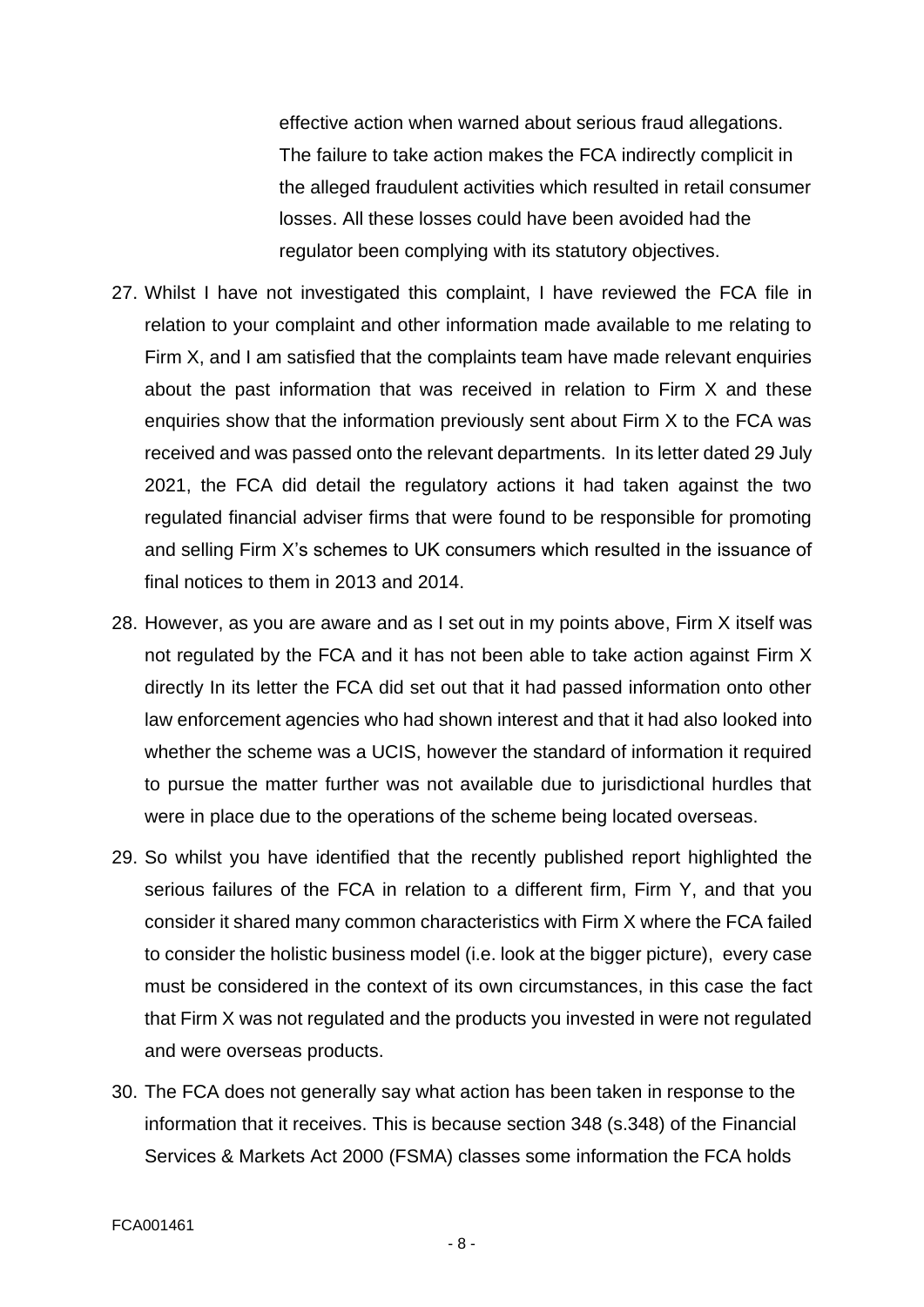effective action when warned about serious fraud allegations. The failure to take action makes the FCA indirectly complicit in the alleged fraudulent activities which resulted in retail consumer losses. All these losses could have been avoided had the regulator been complying with its statutory objectives.

27. Whilst I have not investigated this complaint, I have reviewed the FCA file in relation to your complaint and other information made available to me relating to Firm X, and I am satisfied that the complaints team have made relevant enquiries about the past information that was received in relation to Firm X and these enquiries show that the information previously sent about Firm X to the FCA was received and was passed onto the relevant departments. In its letter dated 29 July 2021, the FCA did detail the regulatory actions it had taken against the two regulated financial adviser firms that were found to be responsible for promoting and selling Firm X's schemes to UK consumers which resulted in the issuance of final notices to them in 2013 and 2014.

28. However, as you are aware and as I set out in my points above, Firm X itself was not regulated by the FCA and it has not been able to take action against Firm X directly In its letter the FCA did set out that it had passed information onto other law enforcement agencies who had shown interest and that it had also looked into whether the scheme was a UCIS, however the standard of information it required to pursue the matter further was not available due to jurisdictional hurdles that were in place due to the operations of the scheme being located overseas.

29. So whilst you have identified that the recently published report highlighted the serious failures of the FCA in relation to a different firm, Firm Y, and that you consider it shared many common characteristics with Firm X where the FCA failed to consider the holistic business model (i.e. look at the bigger picture), every case must be considered in the context of its own circumstances, in this case the fact that Firm X was not regulated and the products you invested in were not regulated and were overseas products.

30. The FCA does not generally say what action has been taken in response to the information that it receives. This is because section 348 (s.348) of the Financial Services & Markets Act 2000 (FSMA) classes some information the FCA holds

FCA001461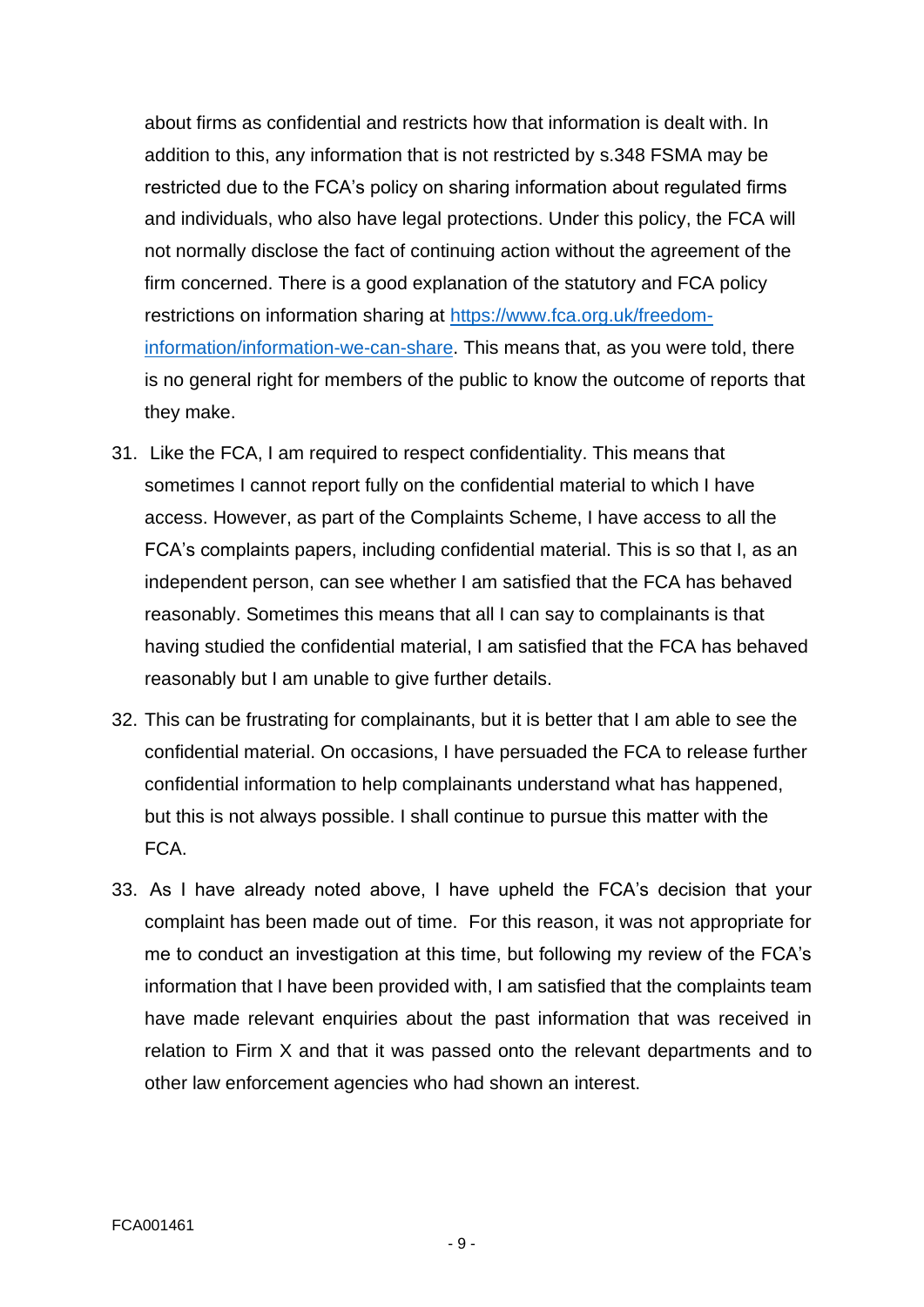about firms as confidential and restricts how that information is dealt with. In addition to this, any information that is not restricted by s.348 FSMA may be restricted due to the FCA's policy on sharing information about regulated firms and individuals, who also have legal protections. Under this policy, the FCA will not normally disclose the fact of continuing action without the agreement of the firm concerned. There is a good explanation of the statutory and FCA policy restrictions on information sharing at [https://www.fca.org.uk/freedom-information/information-we-can-share](https://www.fca.org.uk/freedom-information/information-we-can-share). This means that, as you were told, there is no general right for members of the public to know the outcome of reports that they make.

31. Like the FCA, I am required to respect confidentiality. This means that sometimes I cannot report fully on the confidential material to which I have access. However, as part of the Complaints Scheme, I have access to all the FCA's complaints papers, including confidential material. This is so that I, as an independent person, can see whether I am satisfied that the FCA has behaved reasonably. Sometimes this means that all I can say to complainants is that having studied the confidential material, I am satisfied that the FCA has behaved reasonably but I am unable to give further details.

32. This can be frustrating for complainants, but it is better that I am able to see the confidential material. On occasions, I have persuaded the FCA to release further confidential information to help complainants understand what has happened, but this is not always possible. I shall continue to pursue this matter with the FCA.

33. As I have already noted above, I have upheld the FCA's decision that your complaint has been made out of time. For this reason, it was not appropriate for me to conduct an investigation at this time, but following my review of the FCA's information that I have been provided with, I am satisfied that the complaints team have made relevant enquiries about the past information that was received in relation to Firm X and that it was passed onto the relevant departments and to other law enforcement agencies who had shown an interest.

FCA001461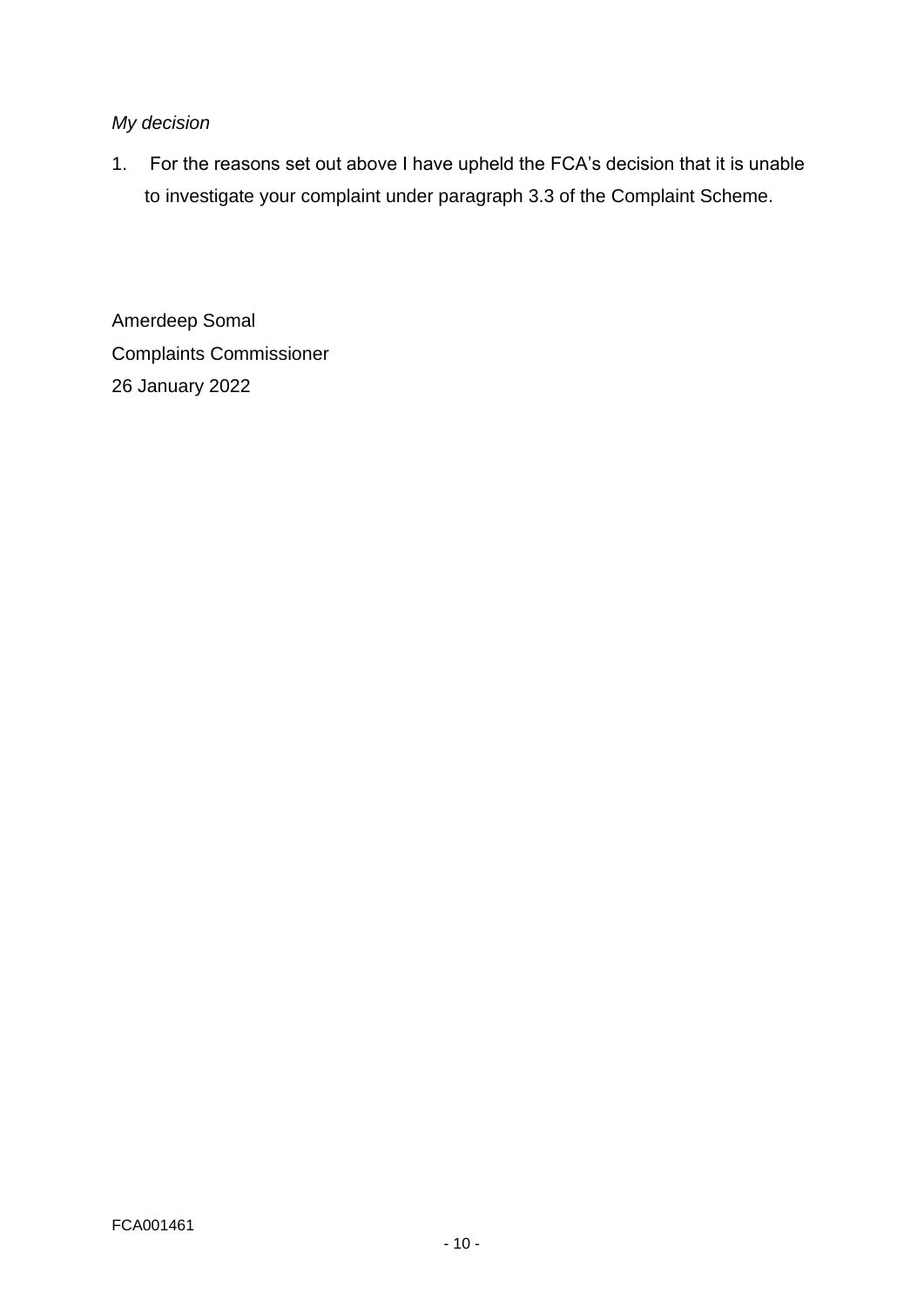*My decision*

1. For the reasons set out above I have upheld the FCA's decision that it is unable to investigate your complaint under paragraph 3.3 of the Complaint Scheme.

Amerdeep Somal
Complaints Commissioner
26 January 2022

FCA001461